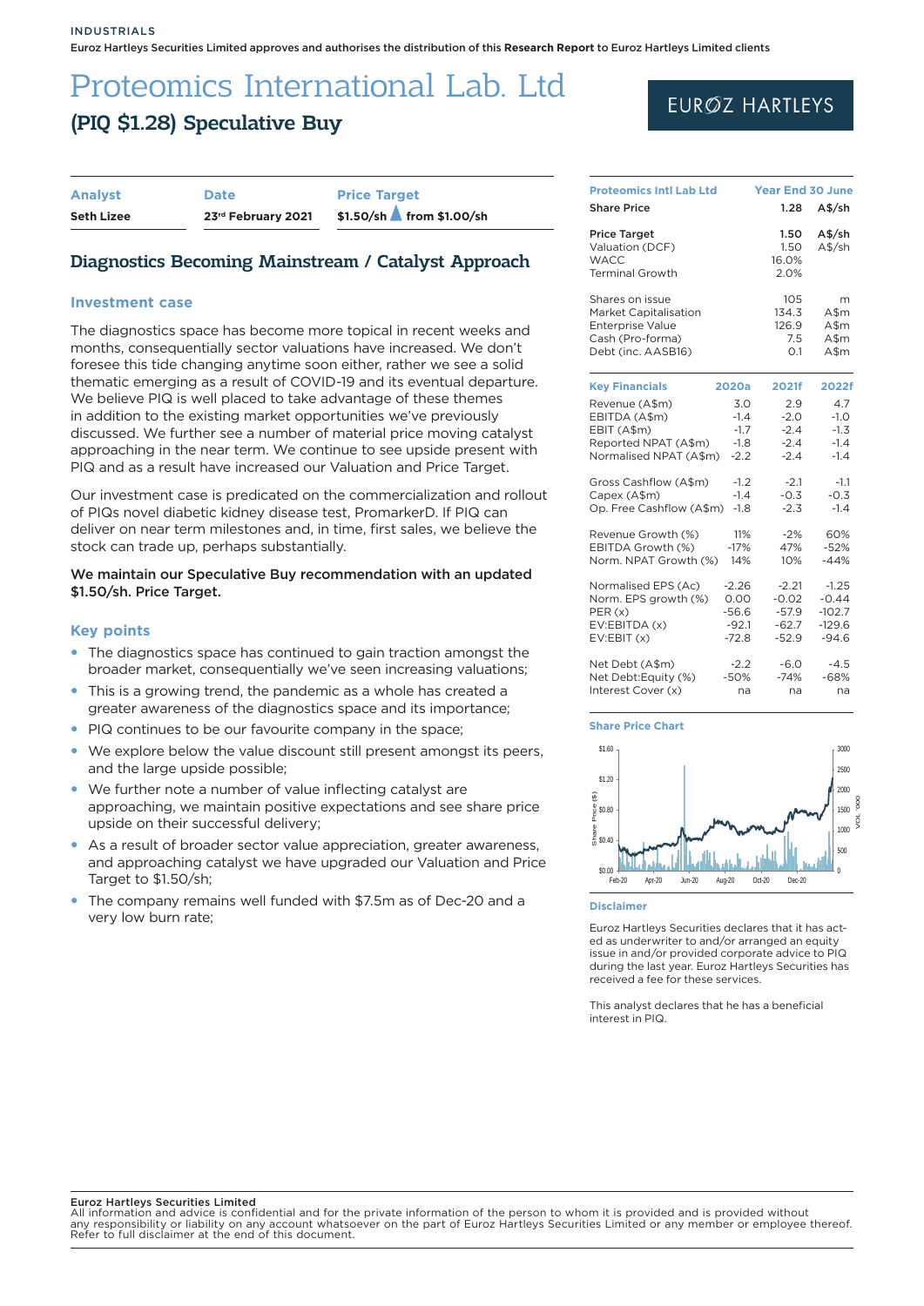INDUSTRIALS

Euroz Hartleys Securities Limited approves and authorises the distribution of this **Research Report** to Euroz Hartleys Limited clients

# Proteomics International Lab. Ltd

## (PIQ $1.28) Speculative Buy

| Analyst | Date | Price Target |
|---|---|---|
| Seth Lizee | 23rd February 2021 | $1.50/sh ▲ from $1.00/sh |

## Diagnostics Becoming Mainstream / Catalyst Approach

### Investment case

The diagnostics space has become more topical in recent weeks and months, consequentially sector valuations have increased. We don't foresee this tide changing anytime soon either, rather we see a solid thematic emerging as a result of COVID-19 and its eventual departure. We believe PIQ is well placed to take advantage of these themes in addition to the existing market opportunities we've previously discussed. We further see a number of material price moving catalyst approaching in the near term. We continue to see upside present with PIQ and as a result have increased our Valuation and Price Target.

Our investment case is predicated on the commercialization and rollout of PIQs novel diabetic kidney disease test, PromarkerD. If PIQ can deliver on near term milestones and, in time, first sales, we believe the stock can trade up, perhaps substantially.

**We maintain our Speculative Buy recommendation with an updated $1.50/sh. Price Target.**

### Key points

- The diagnostics space has continued to gain traction amongst the broader market, consequentially we've seen increasing valuations;
- This is a growing trend, the pandemic as a whole has created a greater awareness of the diagnostics space and its importance;
- PIQ continues to be our favourite company in the space;
- We explore below the value discount still present amongst its peers, and the large upside possible;
- We further note a number of value inflecting catalyst are approaching, we maintain positive expectations and see share price upside on their successful delivery;
- As a result of broader sector value appreciation, greater awareness, and approaching catalyst we have upgraded our Valuation and Price Target to $1.50/sh;
- The company remains well funded with $7.5m as of Dec-20 and a very low burn rate;

| Proteomics Intl Lab Ltd | Year End 30 June | |
|---|---|---|
| Share Price | 1.28 | A$/sh |
| Price Target | 1.50 | A$/sh |
| Valuation (DCF) | 1.50 | A$/sh |
| WACC | 16.0% | |
| Terminal Growth | 2.0% | |
| Shares on issue | 105 | m |
| Market Capitalisation | 134.3 | A$m |
| Enterprise Value | 126.9 | A$m |
| Cash (Pro-forma) | 7.5 | A$m |
| Debt (inc. AASB16) | 0.1 | A$m |

| Key Financials | 2020a | 2021f | 2022f |
|---|---|---|---|
| Revenue (A$m) | 3.0 | 2.9 | 4.7 |
| EBITDA (A$m) | -1.4 | -2.0 | -1.0 |
| EBIT (A$m) | -1.7 | -2.4 | -1.3 |
| Reported NPAT (A$m) | -1.8 | -2.4 | -1.4 |
| Normalised NPAT (A$m) | -2.2 | -2.4 | -1.4 |
| Gross Cashflow (A$m) | -1.2 | -2.1 | -1.1 |
| Capex (A$m) | -1.4 | -0.3 | -0.3 |
| Op. Free Cashflow (A$m) | -1.8 | -2.3 | -1.4 |
| Revenue Growth (%) | 11% | -2% | 60% |
| EBITDA Growth (%) | -17% | 47% | -52% |
| Norm. NPAT Growth (%) | 14% | 10% | -44% |
| Normalised EPS (Ac) | -2.26 | -2.21 | -1.25 |
| Norm. EPS growth (%) | 0.00 | -0.02 | -0.44 |
| PER (x) | -56.6 | -57.9 | -102.7 |
| EV:EBITDA (x) | -92.1 | -62.7 | -129.6 |
| EV:EBIT (x) | -72.8 | -52.9 | -94.6 |
| Net Debt (A$m) | -2.2 | -6.0 | -4.5 |
| Net Debt:Equity (%) | -50% | -74% | -68% |
| Interest Cover (x) | na | na | na |

### Share Price Chart

### Disclaimer

Euroz Hartleys Securities declares that it has acted as underwriter to and/or arranged an equity issue in and/or provided corporate advice to PIQ during the last year. Euroz Hartleys Securities has received a fee for these services.

This analyst declares that he has a beneficial interest in PIQ.

**Euroz Hartleys Securities Limited**
All information and advice is confidential and for the private information of the person to whom it is provided and is provided without any responsibility or liability on any account whatsoever on the part of Euroz Hartleys Securities Limited or any member or employee thereof. Refer to full disclaimer at the end of this document.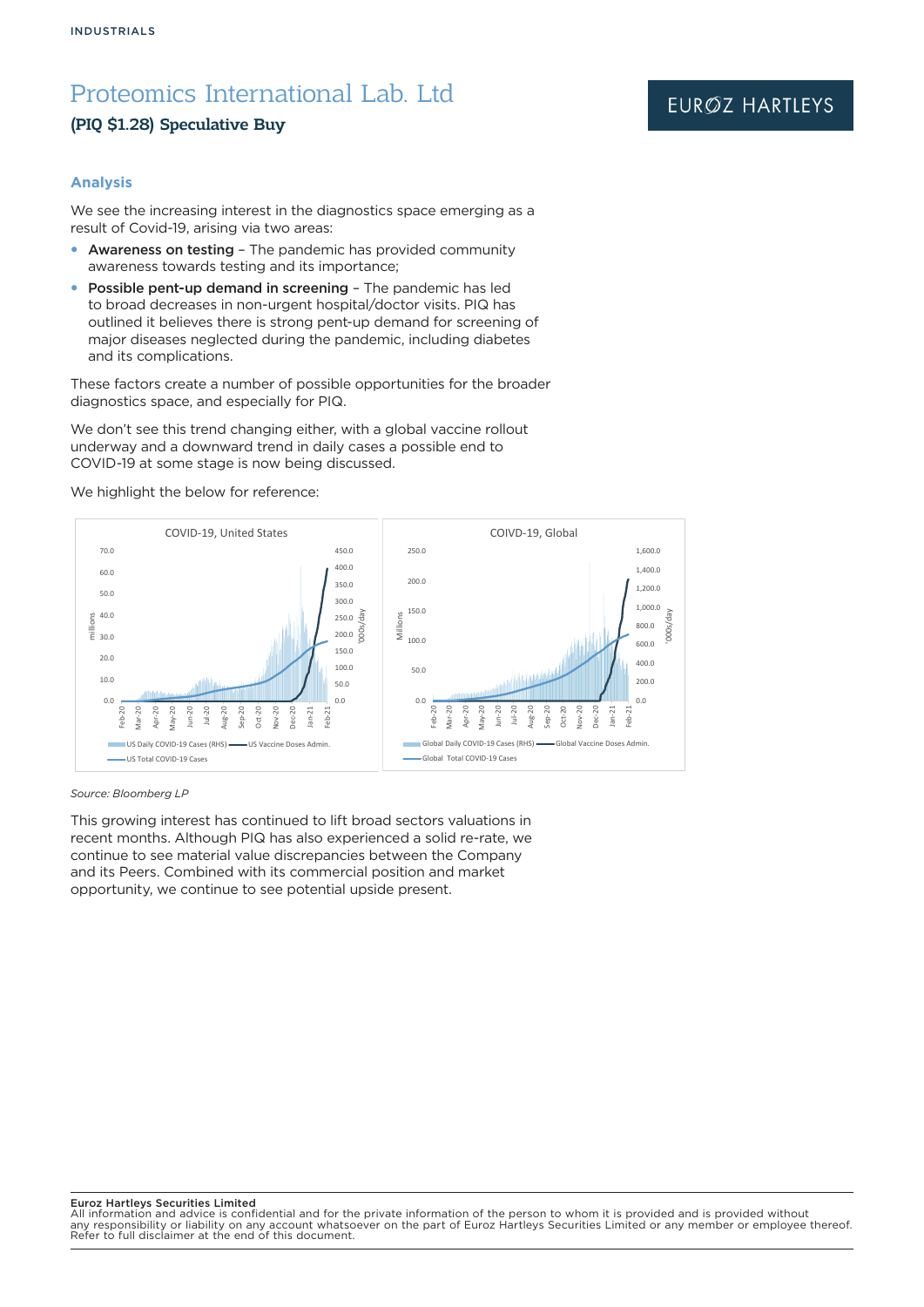# Proteomics International Lab. Ltd

**(PIQ $1.28) Speculative Buy**

### Analysis

We see the increasing interest in the diagnostics space emerging as a result of Covid-19, arising via two areas:

- **Awareness on testing** – The pandemic has provided community awareness towards testing and its importance;
- **Possible pent-up demand in screening** – The pandemic has led to broad decreases in non-urgent hospital/doctor visits. PIQ has outlined it believes there is strong pent-up demand for screening of major diseases neglected during the pandemic, including diabetes and its complications.

These factors create a number of possible opportunities for the broader diagnostics space, and especially for PIQ.

We don't see this trend changing either, with a global vaccine rollout underway and a downward trend in daily cases a possible end to COVID-19 at some stage is now being discussed.

We highlight the below for reference:

*Source: Bloomberg LP*

This growing interest has continued to lift broad sectors valuations in recent months. Although PIQ has also experienced a solid re-rate, we continue to see material value discrepancies between the Company and its Peers. Combined with its commercial position and market opportunity, we continue to see potential upside present.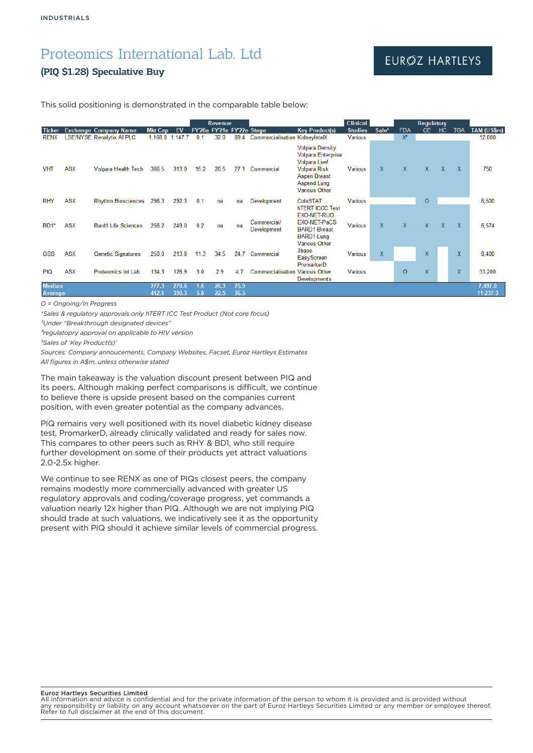# Proteomics International Lab. Ltd

**(PIQ $1.28) Speculative Buy**

This solid positioning is demonstrated in the comparable table below:

| Ticker | Exchange | Company Name | Mkt Cap | EV | Revenue FY'20a | Revenue FY'21e | Revenue FY'22e | Stage | Key Product(s) | Clinical Studies | Sale⁵ | Regulatory FDA | Regulatory CE | Regulatory HC | Regulatory TGA | TAM (US$m) |
|---|---|---|---|---|---|---|---|---|---|---|---|---|---|---|---|---|
| RENX | LSE/NYSE | Renalytix AI PLC | 1,168.0 | 1,147.7 | 0.1 | 32.0 | 89.4 | Commercialisation | KidneyIntelX | Various | | X³ | | | | 12,000 |
| VHT | ASX | Volpara Health Tech | 366.5 | 313.0 | 15.2 | 20.5 | 27.1 | Commercial | Volpara Density, Volpara Enterprise, Volpara Live!, Volpara Risk, Aspen Breast, Aspend Lung, Various Other | Various | X | X | X | X | X | 750 |
| RHY | ASX | Rhythm Biosciences | 298.3 | 292.3 | 0.1 | na | na | Development | ColoSTAT | Various | | | O | | | 6,500 |
| BD1* | ASX | Bard1 Life Sciences | 256.2 | 249.0 | 0.2 | na | na | Commercial/ Development | hTERT ICCC Test, EXO-NET-RUO, EXO-NET-PaCS, BARD1-Breast, BARD1-Lung, Various Other | Various | X | X | X | X | X | 6,574 |
| GSS | ASX | Genetic Signatures | 250.0 | 213.8 | 11.3 | 34.5 | 24.7 | Commercial | 3base, EasyScreen | Various | X | | X | | X | 8,400 |
| PIQ | ASX | Proteomics Int Lab | 134.3 | 126.9 | 3.0 | 2.9 | 4.7 | Commercialisation | PromarkerD, Various Other Developments | Various | | O | X | | X | 33,200 |
| Median | | | 277.3 | 270.6 | 1.6 | 26.3 | 25.9 | | | | | | | | | 7,487.0 |
| Average | | | 412.1 | 390.3 | 5.0 | 22.5 | 36.5 | | | | | | | | | 11,237.3 |

*O = Ongoing/In Progress*

*\*Sales & regulatory approvals only hTERT ICC Test Product (Not core focus)*

*³Under "Breakthrough designated devices"*

*⁴regulatopry approval on applicable to HIV version*

*⁵Sales of 'Key Product(s)'*

*Sources: Company annoucements, Company Websites, Facset, Euroz Hartleys Estimates*

*All figures in A$m, unless otherwise stated*

The main takeaway is the valuation discount present between PIQ and its peers. Although making perfect comparisons is difficult, we continue to believe there is upside present based on the companies current position, with even greater potential as the company advances.

PIQ remains very well positioned with its novel diabetic kidney disease test, PromarkerD, already clinically validated and ready for sales now. This compares to other peers such as RHY & BD1, who still require further development on some of their products yet attract valuations 2.0-2.5x higher.

We continue to see RENX as one of PIQs closest peers, the company remains modestly more commercially advanced with greater US regulatory approvals and coding/coverage progress, yet commands a valuation nearly 12x higher than PIQ. Although we are not implying PIQ should trade at such valuations, we indicatively see it as the opportunity present with PIQ should it achieve similar levels of commercial progress.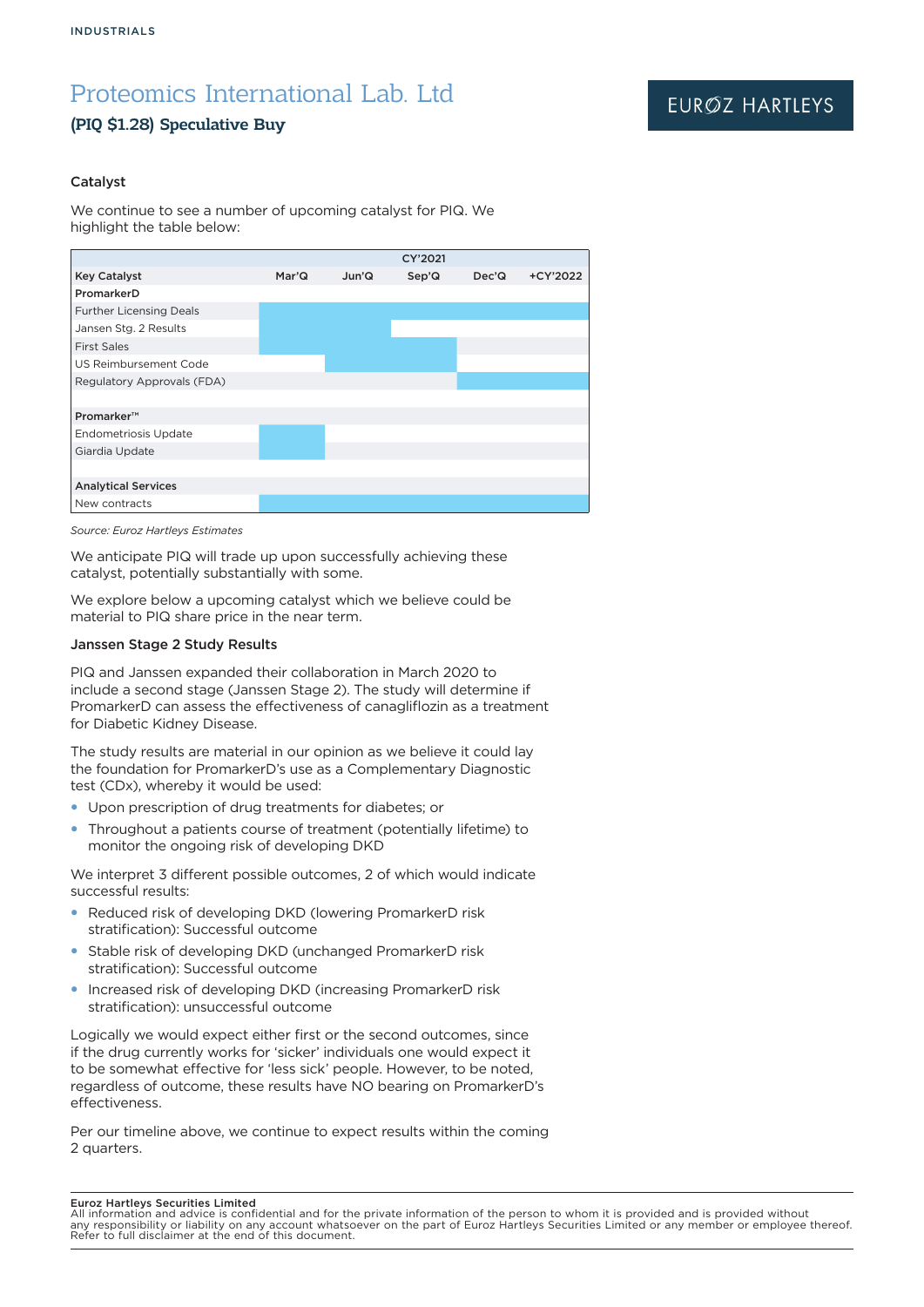INDUSTRIALS

# Proteomics International Lab. Ltd

### (PIQ $1.28) Speculative Buy

### Catalyst

We continue to see a number of upcoming catalyst for PIQ. We highlight the table below:

| | CY'2021 | | | | |
|---|---|---|---|---|---|
| **Key Catalyst** | **Mar'Q** | **Jun'Q** | **Sep'Q** | **Dec'Q** | **+CY'2022** |
| **PromarkerD** | | | | | |
| Further Licensing Deals | ■ | ■ | ■ | ■ | ■ |
| Jansen Stg. 2 Results | ■ | ■ | | | |
| First Sales | ■ | ■ | ■ | | |
| US Reimbursement Code | | ■ | ■ | | |
| Regulatory Approvals (FDA) | | | | ■ | ■ |
| | | | | | |
| **Promarker™** | | | | | |
| Endometriosis Update | ■ | | | | |
| Giardia Update | ■ | | | | |
| | | | | | |
| **Analytical Services** | | | | | |
| New contracts | ■ | ■ | ■ | ■ | ■ |

*Source: Euroz Hartleys Estimates*

We anticipate PIQ will trade up upon successfully achieving these catalyst, potentially substantially with some.

We explore below a upcoming catalyst which we believe could be material to PIQ share price in the near term.

### Janssen Stage 2 Study Results

PIQ and Janssen expanded their collaboration in March 2020 to include a second stage (Janssen Stage 2). The study will determine if PromarkerD can assess the effectiveness of canagliflozin as a treatment for Diabetic Kidney Disease.

The study results are material in our opinion as we believe it could lay the foundation for PromarkerD's use as a Complementary Diagnostic test (CDx), whereby it would be used:

- Upon prescription of drug treatments for diabetes; or
- Throughout a patients course of treatment (potentially lifetime) to monitor the ongoing risk of developing DKD

We interpret 3 different possible outcomes, 2 of which would indicate successful results:

- Reduced risk of developing DKD (lowering PromarkerD risk stratification): Successful outcome
- Stable risk of developing DKD (unchanged PromarkerD risk stratification): Successful outcome
- Increased risk of developing DKD (increasing PromarkerD risk stratification): unsuccessful outcome

Logically we would expect either first or the second outcomes, since if the drug currently works for 'sicker' individuals one would expect it to be somewhat effective for 'less sick' people. However, to be noted, regardless of outcome, these results have NO bearing on PromarkerD's effectiveness.

Per our timeline above, we continue to expect results within the coming 2 quarters.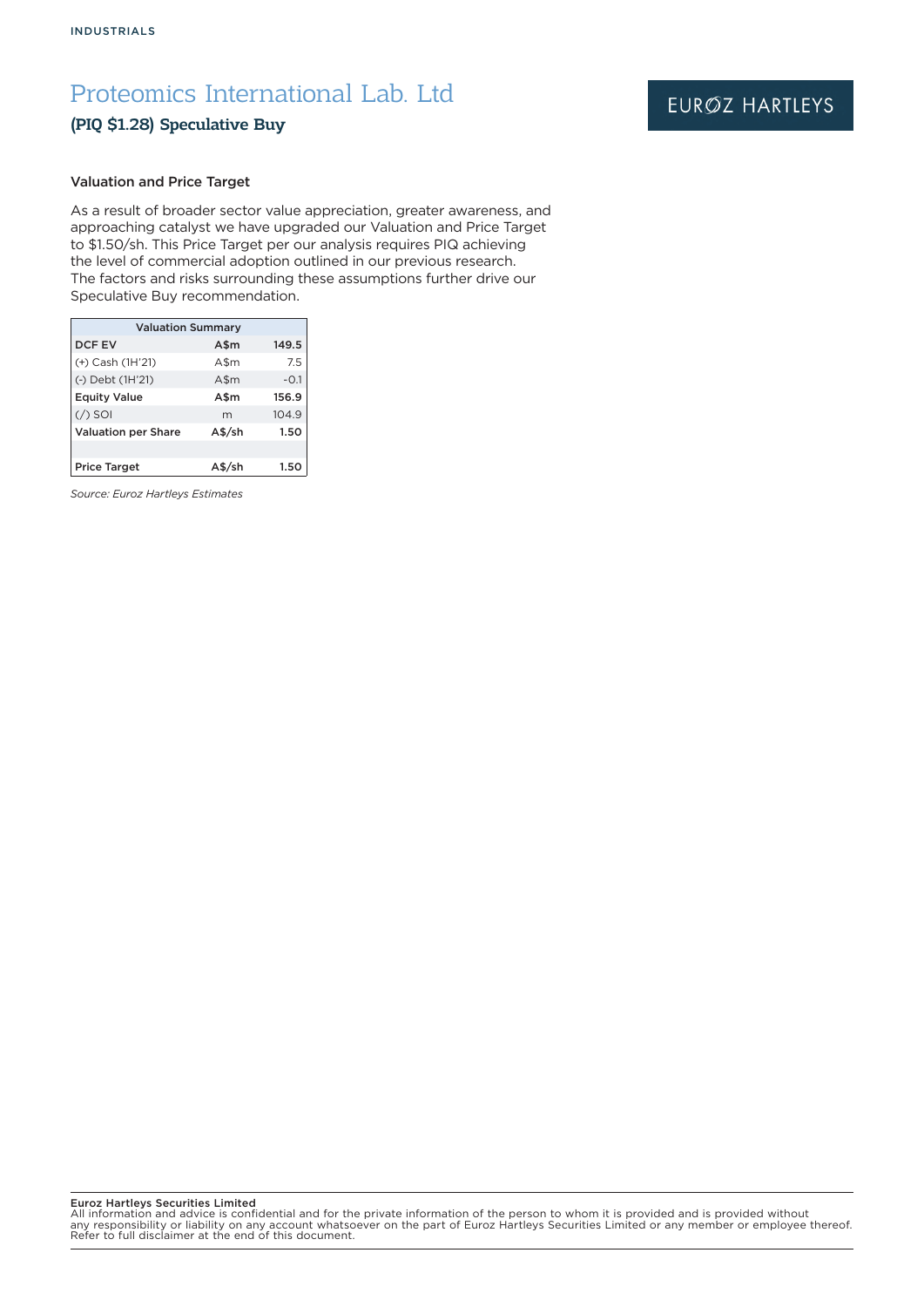# Proteomics International Lab. Ltd

## (PIQ $1.28) Speculative Buy

### Valuation and Price Target

As a result of broader sector value appreciation, greater awareness, and approaching catalyst we have upgraded our Valuation and Price Target to $1.50/sh. This Price Target per our analysis requires PIQ achieving the level of commercial adoption outlined in our previous research. The factors and risks surrounding these assumptions further drive our Speculative Buy recommendation.

| Valuation Summary | | |
|---|---|---|
| **DCF EV** | **A$m** | **149.5** |
| (+) Cash (1H'21) | A$m | 7.5 |
| (-) Debt (1H'21) | A$m | -0.1 |
| **Equity Value** | **A$m** | **156.9** |
| (/) SOI | m | 104.9 |
| **Valuation per Share** | **A$/sh** | **1.50** |
| | | |
| **Price Target** | **A$/sh** | **1.50** |

*Source: Euroz Hartleys Estimates*

**Euroz Hartleys Securities Limited**
All information and advice is confidential and for the private information of the person to whom it is provided and is provided without any responsibility or liability on any account whatsoever on the part of Euroz Hartleys Securities Limited or any member or employee thereof. Refer to full disclaimer at the end of this document.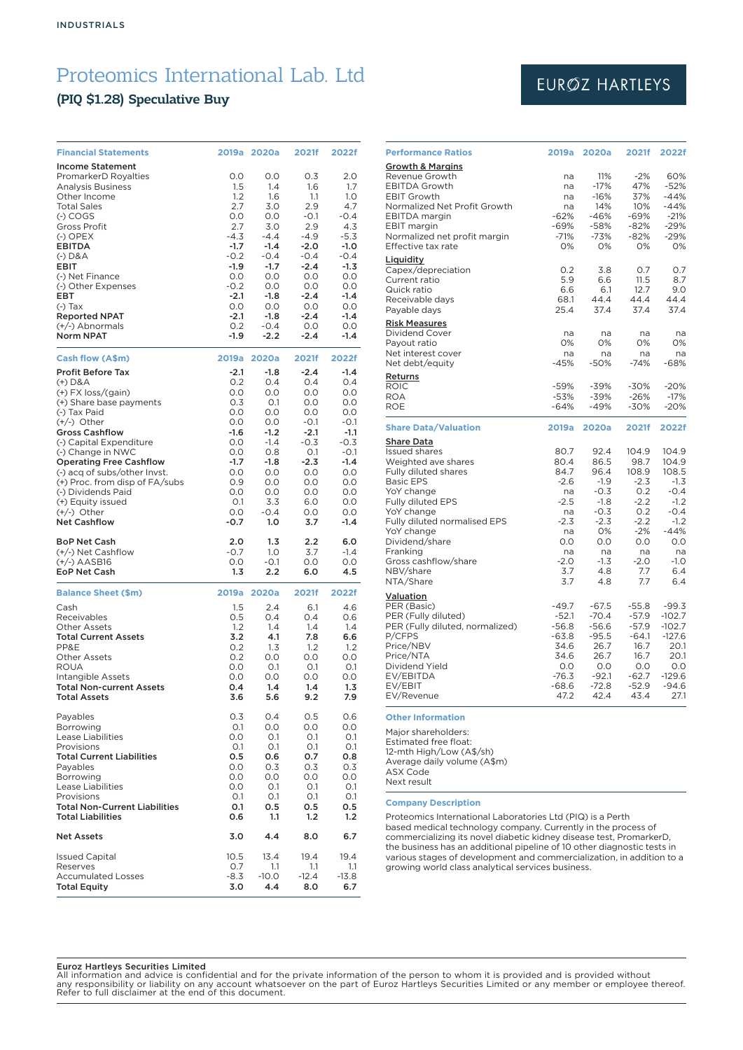INDUSTRIALS

# Proteomics International Lab. Ltd

## (PIQ $1.28) Speculative Buy

EUROZ HARTLEYS

| Financial Statements | 2019a | 2020a | 2021f | 2022f |
|---|---|---|---|---|
| **Income Statement** | | | | |
| PromarkerD Royalties | 0.0 | 0.0 | 0.3 | 2.0 |
| Analysis Business | 1.5 | 1.4 | 1.6 | 1.7 |
| Other Income | 1.2 | 1.6 | 1.1 | 1.0 |
| Total Sales | 2.7 | 3.0 | 2.9 | 4.7 |
| (-) COGS | 0.0 | 0.0 | -0.1 | -0.4 |
| Gross Profit | 2.7 | 3.0 | 2.9 | 4.3 |
| (-) OPEX | -4.3 | -4.4 | -4.9 | -5.3 |
| **EBITDA** | **-1.7** | **-1.4** | **-2.0** | **-1.0** |
| (-) D&A | -0.2 | -0.4 | -0.4 | -0.4 |
| **EBIT** | **-1.9** | **-1.7** | **-2.4** | **-1.3** |
| (-) Net Finance | 0.0 | 0.0 | 0.0 | 0.0 |
| (-) Other Expenses | -0.2 | 0.0 | 0.0 | 0.0 |
| **EBT** | **-2.1** | **-1.8** | **-2.4** | **-1.4** |
| (-) Tax | 0.0 | 0.0 | 0.0 | 0.0 |
| **Reported NPAT** | **-2.1** | **-1.8** | **-2.4** | **-1.4** |
| (+/-) Abnormals | 0.2 | -0.4 | 0.0 | 0.0 |
| **Norm NPAT** | **-1.9** | **-2.2** | **-2.4** | **-1.4** |

| Cash flow (A$m) | 2019a | 2020a | 2021f | 2022f |
|---|---|---|---|---|
| **Profit Before Tax** | **-2.1** | **-1.8** | **-2.4** | **-1.4** |
| (+) D&A | 0.2 | 0.4 | 0.4 | 0.4 |
| (+) FX loss/(gain) | 0.0 | 0.0 | 0.0 | 0.0 |
| (+) Share base payments | 0.3 | 0.1 | 0.0 | 0.0 |
| (-) Tax Paid | 0.0 | 0.0 | 0.0 | 0.0 |
| (+/-) Other | 0.0 | 0.0 | -0.1 | -0.1 |
| **Gross Cashflow** | **-1.6** | **-1.2** | **-2.1** | **-1.1** |
| (-) Capital Expenditure | 0.0 | -1.4 | -0.3 | -0.3 |
| (-) Change in NWC | 0.0 | 0.8 | 0.1 | -0.1 |
| **Operating Free Cashflow** | **-1.7** | **-1.8** | **-2.3** | **-1.4** |
| (-) acq of subs/other Invst. | 0.0 | 0.0 | 0.0 | 0.0 |
| (+) Proc. from disp of FA/subs | 0.9 | 0.0 | 0.0 | 0.0 |
| (-) Dividends Paid | 0.0 | 0.0 | 0.0 | 0.0 |
| (+) Equity issued | 0.1 | 3.3 | 6.0 | 0.0 |
| (+/-) Other | 0.0 | -0.4 | 0.0 | 0.0 |
| **Net Cashflow** | **-0.7** | **1.0** | **3.7** | **-1.4** |
| | | | | |
| **BoP Net Cash** | **2.0** | **1.3** | **2.2** | **6.0** |
| (+/-) Net Cashflow | -0.7 | 1.0 | 3.7 | -1.4 |
| (+/-) AASB16 | 0.0 | -0.1 | 0.0 | 0.0 |
| **EoP Net Cash** | **1.3** | **2.2** | **6.0** | **4.5** |

| Balance Sheet ($m) | 2019a | 2020a | 2021f | 2022f |
|---|---|---|---|---|
| Cash | 1.5 | 2.4 | 6.1 | 4.6 |
| Receivables | 0.5 | 0.4 | 0.4 | 0.6 |
| Other Assets | 1.2 | 1.4 | 1.4 | 1.4 |
| **Total Current Assets** | **3.2** | **4.1** | **7.8** | **6.6** |
| PP&E | 0.2 | 1.3 | 1.2 | 1.2 |
| Other Assets | 0.2 | 0.0 | 0.0 | 0.0 |
| ROUA | 0.0 | 0.1 | 0.1 | 0.1 |
| Intangible Assets | 0.0 | 0.0 | 0.0 | 0.0 |
| **Total Non-current Assets** | **0.4** | **1.4** | **1.4** | **1.3** |
| **Total Assets** | **3.6** | **5.6** | **9.2** | **7.9** |
| | | | | |
| Payables | 0.3 | 0.4 | 0.5 | 0.6 |
| Borrowing | 0.1 | 0.0 | 0.0 | 0.0 |
| Lease Liabilities | 0.0 | 0.1 | 0.1 | 0.1 |
| Provisions | 0.1 | 0.1 | 0.1 | 0.1 |
| **Total Current Liabilities** | **0.5** | **0.6** | **0.7** | **0.8** |
| Payables | 0.0 | 0.3 | 0.3 | 0.3 |
| Borrowing | 0.0 | 0.0 | 0.0 | 0.0 |
| Lease Liabilities | 0.0 | 0.1 | 0.1 | 0.1 |
| Provisions | 0.1 | 0.1 | 0.1 | 0.1 |
| **Total Non-Current Liabilities** | **0.1** | **0.5** | **0.5** | **0.5** |
| **Total Liabilities** | **0.6** | **1.1** | **1.2** | **1.2** |
| | | | | |
| **Net Assets** | **3.0** | **4.4** | **8.0** | **6.7** |
| | | | | |
| Issued Capital | 10.5 | 13.4 | 19.4 | 19.4 |
| Reserves | 0.7 | 1.1 | 1.1 | 1.1 |
| Accumulated Losses | -8.3 | -10.0 | -12.4 | -13.8 |
| **Total Equity** | **3.0** | **4.4** | **8.0** | **6.7** |

| Performance Ratios | 2019a | 2020a | 2021f | 2022f |
|---|---|---|---|---|
| **Growth & Margins** | | | | |
| Revenue Growth | na | 11% | -2% | 60% |
| EBITDA Growth | na | -17% | 47% | -52% |
| EBIT Growth | na | -16% | 37% | -44% |
| Normalized Net Profit Growth | na | 14% | 10% | -44% |
| EBITDA margin | -62% | -46% | -69% | -21% |
| EBIT margin | -69% | -58% | -82% | -29% |
| Normalized net profit margin | -71% | -73% | -82% | -29% |
| Effective tax rate | 0% | 0% | 0% | 0% |
| **Liquidity** | | | | |
| Capex/depreciation | 0.2 | 3.8 | 0.7 | 0.7 |
| Current ratio | 5.9 | 6.6 | 11.5 | 8.7 |
| Quick ratio | 6.6 | 6.1 | 12.7 | 9.0 |
| Receivable days | 68.1 | 44.4 | 44.4 | 44.4 |
| Payable days | 25.4 | 37.4 | 37.4 | 37.4 |
| **Risk Measures** | | | | |
| Dividend Cover | na | na | na | na |
| Payout ratio | 0% | 0% | 0% | 0% |
| Net interest cover | na | na | na | na |
| Net debt/equity | -45% | -50% | -74% | -68% |
| **Returns** | | | | |
| ROIC | -59% | -39% | -30% | -20% |
| ROA | -53% | -39% | -26% | -17% |
| ROE | -64% | -49% | -30% | -20% |

| Share Data/Valuation | 2019a | 2020a | 2021f | 2022f |
|---|---|---|---|---|
| **Share Data** | | | | |
| Issued shares | 80.7 | 92.4 | 104.9 | 104.9 |
| Weighted ave shares | 80.4 | 86.5 | 98.7 | 104.9 |
| Fully diluted shares | 84.7 | 96.4 | 108.9 | 108.5 |
| Basic EPS | -2.6 | -1.9 | -2.3 | -1.3 |
| YoY change | na | -0.3 | 0.2 | -0.4 |
| Fully diluted EPS | -2.5 | -1.8 | -2.2 | -1.2 |
| YoY change | na | -0.3 | 0.2 | -0.4 |
| Fully diluted normalised EPS | -2.3 | -2.3 | -2.2 | -1.2 |
| YoY change | na | 0% | -2% | -44% |
| Dividend/share | 0.0 | 0.0 | 0.0 | 0.0 |
| Franking | na | na | na | na |
| Gross cashflow/share | -2.0 | -1.3 | -2.0 | -1.0 |
| NBV/share | 3.7 | 4.8 | 7.7 | 6.4 |
| NTA/Share | 3.7 | 4.8 | 7.7 | 6.4 |
| **Valuation** | | | | |
| PER (Basic) | -49.7 | -67.5 | -55.8 | -99.3 |
| PER (Fully diluted) | -52.1 | -70.4 | -57.9 | -102.7 |
| PER (Fully diluted, normalized) | -56.8 | -56.6 | -57.9 | -102.7 |
| P/CFPS | -63.8 | -95.5 | -64.1 | -127.6 |
| Price/NBV | 34.6 | 26.7 | 16.7 | 20.1 |
| Price/NTA | 34.6 | 26.7 | 16.7 | 20.1 |
| Dividend Yield | 0.0 | 0.0 | 0.0 | 0.0 |
| EV/EBITDA | -76.3 | -92.1 | -62.7 | -129.6 |
| EV/EBIT | -68.6 | -72.8 | -52.9 | -94.6 |
| EV/Revenue | 47.2 | 42.4 | 43.4 | 27.1 |

### Other Information

Major shareholders:
Estimated free float:
12-mth High/Low (A$/sh)
Average daily volume (A$m)
ASX Code
Next result

### Company Description

Proteomics International Laboratories Ltd (PIQ) is a Perth based medical technology company. Currently in the process of commercializing its novel diabetic kidney disease test, PromarkerD, the business has an additional pipeline of 10 other diagnostic tests in various stages of development and commercialization, in addition to a growing world class analytical services business.

**Euroz Hartleys Securities Limited**
All information and advice is confidential and for the private information of the person to whom it is provided and is provided without any responsibility or liability on any account whatsoever on the part of Euroz Hartleys Securities Limited or any member or employee thereof. Refer to full disclaimer at the end of this document.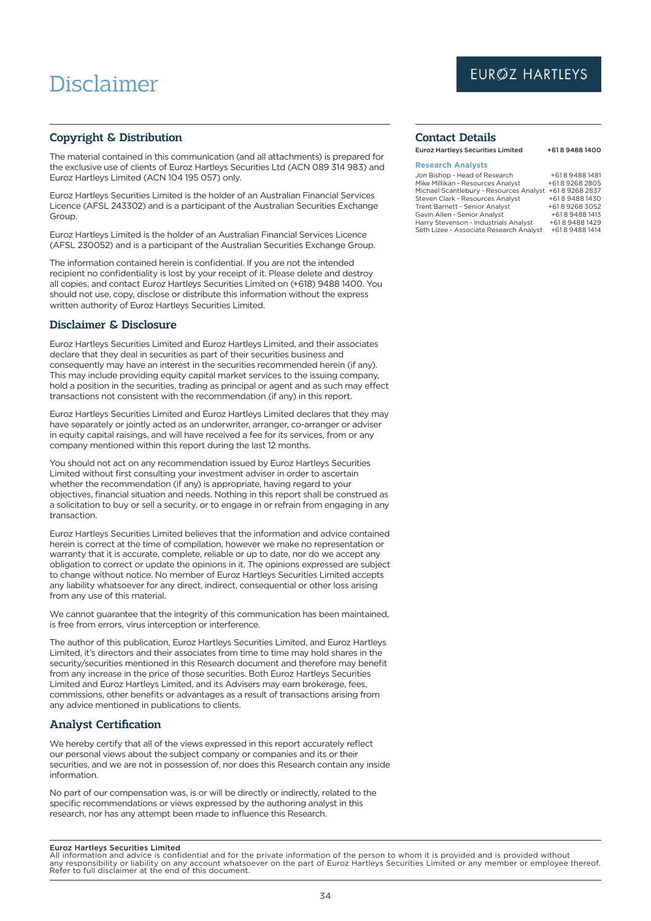# Disclaimer

EUROZ HARTLEYS

## Copyright & Distribution

The material contained in this communication (and all attachments) is prepared for the exclusive use of clients of Euroz Hartleys Securities Ltd (ACN 089 314 983) and Euroz Hartleys Limited (ACN 104 195 057) only.

Euroz Hartleys Securities Limited is the holder of an Australian Financial Services Licence (AFSL 243302) and is a participant of the Australian Securities Exchange Group.

Euroz Hartleys Limited is the holder of an Australian Financial Services Licence (AFSL 230052) and is a participant of the Australian Securities Exchange Group.

The information contained herein is confidential. If you are not the intended recipient no confidentiality is lost by your receipt of it. Please delete and destroy all copies, and contact Euroz Hartleys Securities Limited on (+618) 9488 1400. You should not use, copy, disclose or distribute this information without the express written authority of Euroz Hartleys Securities Limited.

## Disclaimer & Disclosure

Euroz Hartleys Securities Limited and Euroz Hartleys Limited, and their associates declare that they deal in securities as part of their securities business and consequently may have an interest in the securities recommended herein (if any). This may include providing equity capital market services to the issuing company, hold a position in the securities, trading as principal or agent and as such may effect transactions not consistent with the recommendation (if any) in this report.

Euroz Hartleys Securities Limited and Euroz Hartleys Limited declares that they may have separately or jointly acted as an underwriter, arranger, co-arranger or adviser in equity capital raisings, and will have received a fee for its services, from or any company mentioned within this report during the last 12 months.

You should not act on any recommendation issued by Euroz Hartleys Securities Limited without first consulting your investment adviser in order to ascertain whether the recommendation (if any) is appropriate, having regard to your objectives, financial situation and needs. Nothing in this report shall be construed as a solicitation to buy or sell a security, or to engage in or refrain from engaging in any transaction.

Euroz Hartleys Securities Limited believes that the information and advice contained herein is correct at the time of compilation, however we make no representation or warranty that it is accurate, complete, reliable or up to date, nor do we accept any obligation to correct or update the opinions in it. The opinions expressed are subject to change without notice. No member of Euroz Hartleys Securities Limited accepts any liability whatsoever for any direct, indirect, consequential or other loss arising from any use of this material.

We cannot guarantee that the integrity of this communication has been maintained, is free from errors, virus interception or interference.

The author of this publication, Euroz Hartleys Securities Limited, and Euroz Hartleys Limited, it's directors and their associates from time to time may hold shares in the security/securities mentioned in this Research document and therefore may benefit from any increase in the price of those securities. Both Euroz Hartleys Securities Limited and Euroz Hartleys Limited, and its Advisers may earn brokerage, fees, commissions, other benefits or advantages as a result of transactions arising from any advice mentioned in publications to clients.

## Analyst Certification

We hereby certify that all of the views expressed in this report accurately reflect our personal views about the subject company or companies and its or their securities, and we are not in possession of, nor does this Research contain any inside information.

No part of our compensation was, is or will be directly or indirectly, related to the specific recommendations or views expressed by the authoring analyst in this research, nor has any attempt been made to influence this Research.

## Contact Details

**Euroz Hartleys Securities Limited** **+61 8 9488 1400**

**Research Analysts**

| | |
|---|---|
| Jon Bishop - Head of Research | +61 8 9488 1481 |
| Mike Millikan - Resources Analyst | +61 8 9268 2805 |
| Michael Scantlebury - Resources Analyst | +61 8 9268 2837 |
| Steven Clark - Resources Analyst | +61 8 9488 1430 |
| Trent Barnett - Senior Analyst | +61 8 9268 3052 |
| Gavin Allen - Senior Analyst | +61 8 9488 1413 |
| Harry Stevenson - Industrials Analyst | +61 8 9488 1429 |
| Seth Lizee - Associate Research Analyst | +61 8 9488 1414 |

**Euroz Hartleys Securities Limited**
All information and advice is confidential and for the private information of the person to whom it is provided and is provided without any responsibility or liability on any account whatsoever on the part of Euroz Hartleys Securities Limited or any member or employee thereof. Refer to full disclaimer at the end of this document.